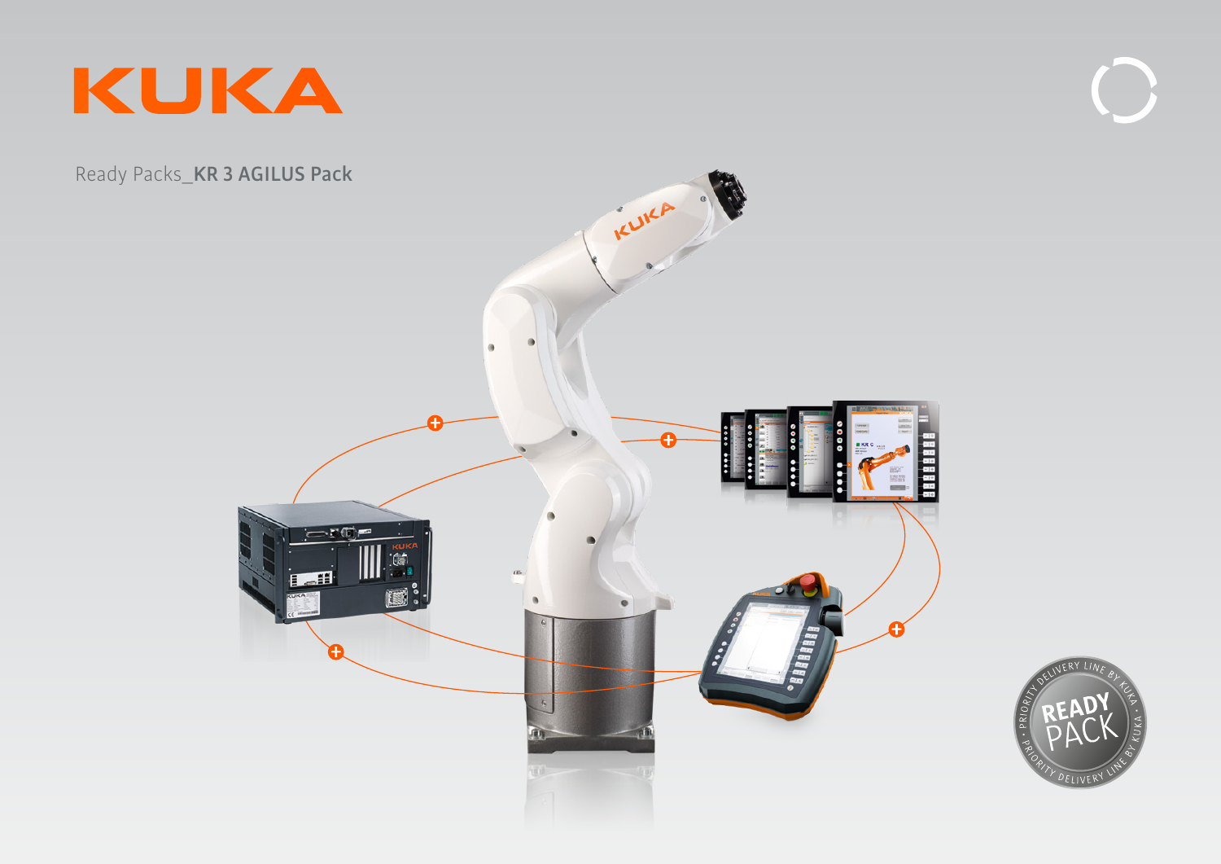# KUKA

Ready Packs_**KR 3 AGILUS Pack**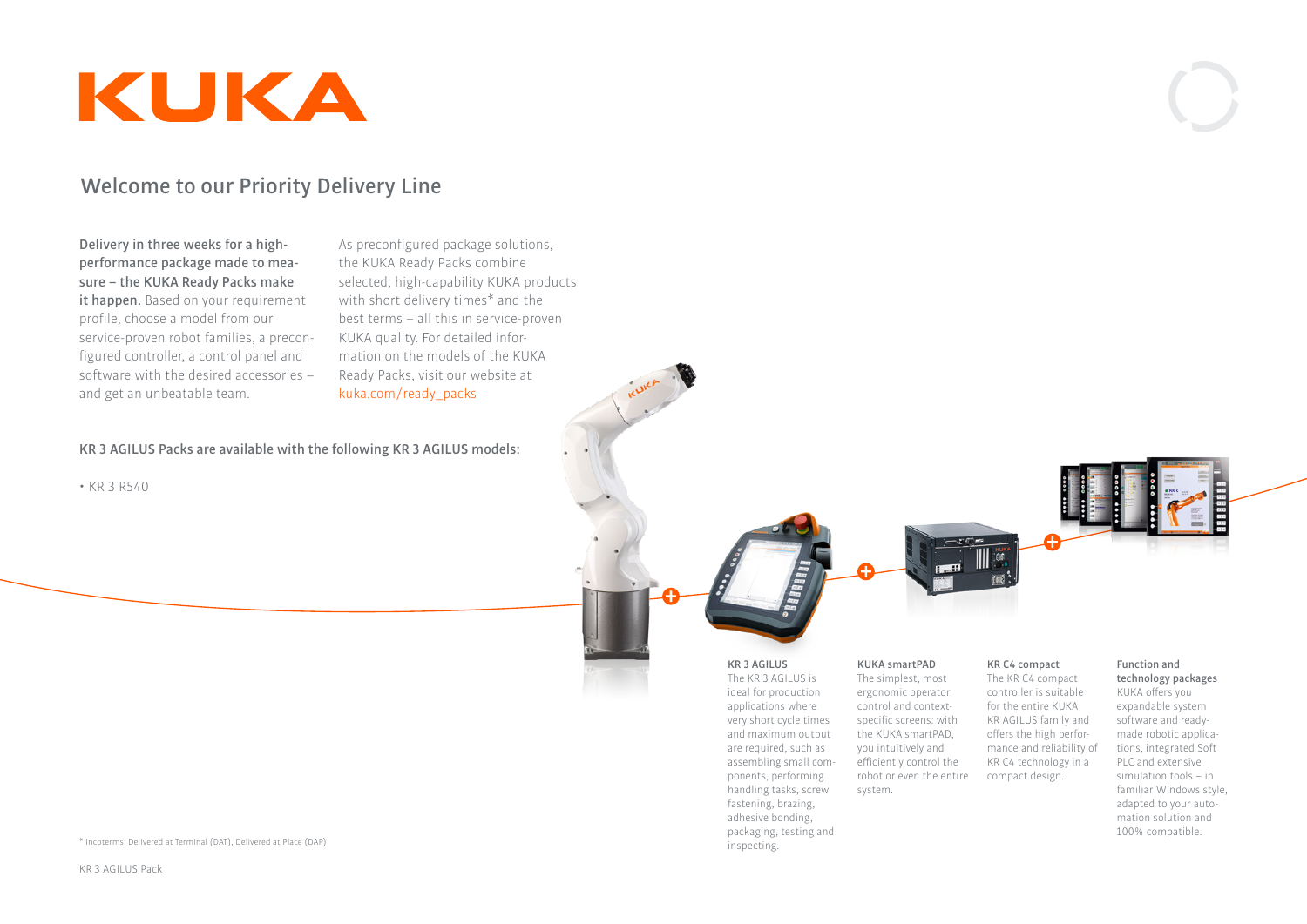# KUKA

## Welcome to our Priority Delivery Line

**Delivery in three weeks for a high-performance package made to measure – the KUKA Ready Packs make it happen.** Based on your requirement profile, choose a model from our service-proven robot families, a preconfigured controller, a control panel and software with the desired accessories – and get an unbeatable team.

As preconfigured package solutions, the KUKA Ready Packs combine selected, high-capability KUKA products with short delivery times* and the best terms – all this in service-proven KUKA quality. For detailed information on the models of the KUKA Ready Packs, visit our website at kuka.com/ready_packs

**KR 3 AGILUS Packs are available with the following KR 3 AGILUS models:**

- KR 3 R540

**KR 3 AGILUS**
The KR 3 AGILUS is ideal for production applications where very short cycle times and maximum output are required, such as assembling small components, performing handling tasks, screw fastening, brazing, adhesive bonding, packaging, testing and inspecting.

**KUKA smartPAD**
The simplest, most ergonomic operator control and context-specific screens: with the KUKA smartPAD, you intuitively and efficiently control the robot or even the entire system.

**KR C4 compact**
The KR C4 compact controller is suitable for the entire KUKA KR AGILUS family and offers the high performance and reliability of KR C4 technology in a compact design.

**Function and technology packages**
KUKA offers you expandable system software and ready-made robotic applications, integrated Soft PLC and extensive simulation tools – in familiar Windows style, adapted to your automation solution and 100% compatible.

\* Incoterms: Delivered at Terminal (DAT), Delivered at Place (DAP)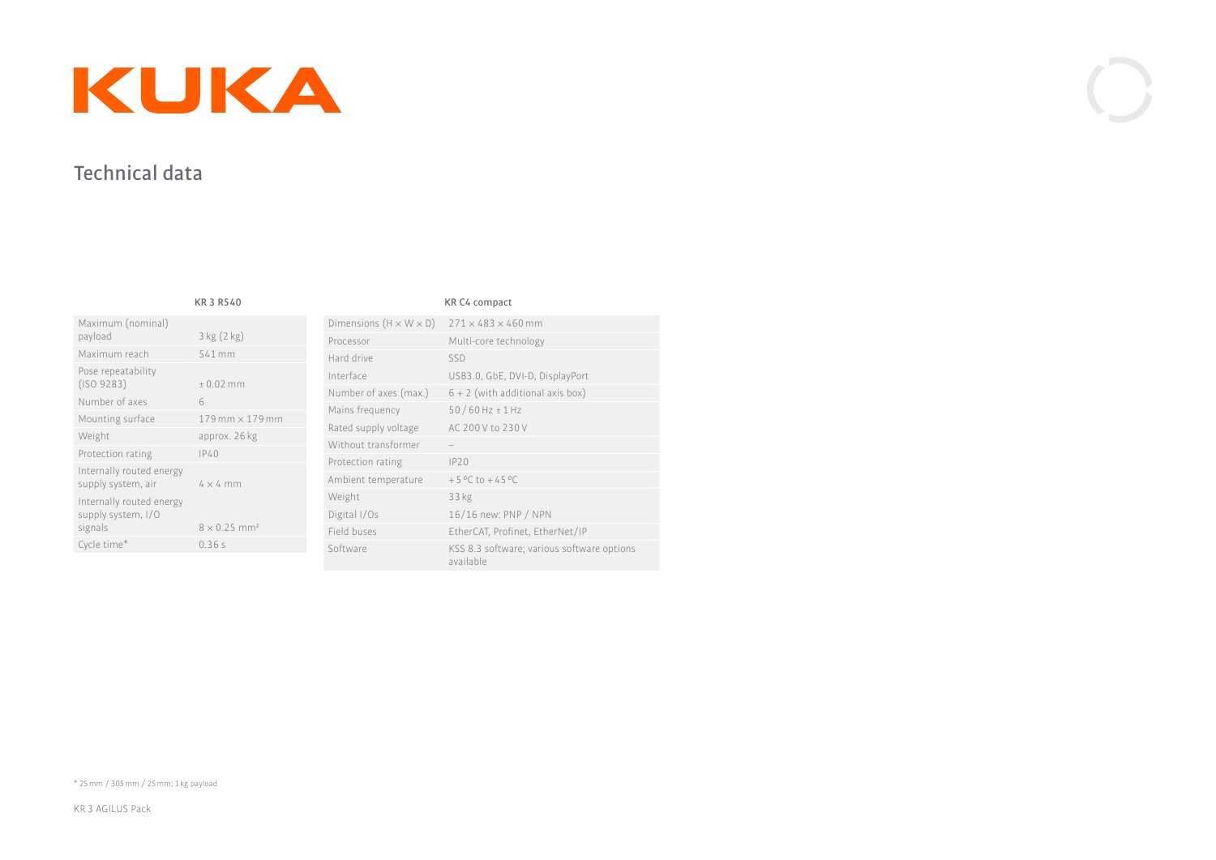# KUKA

## Technical data

**KR 3 R540**

| | |
|---|---|
| Maximum (nominal) payload | 3 kg (2 kg) |
| Maximum reach | 541 mm |
| Pose repeatability (ISO 9283) | ± 0.02 mm |
| Number of axes | 6 |
| Mounting surface | 179 mm × 179 mm |
| Weight | approx. 26 kg |
| Protection rating | IP40 |
| Internally routed energy supply system, air | 4 × 4 mm |
| Internally routed energy supply system, I/O signals | 8 × 0.25 mm² |
| Cycle time* | 0.36 s |

**KR C4 compact**

| | |
|---|---|
| Dimensions (H × W × D) | 271 × 483 × 460 mm |
| Processor | Multi-core technology |
| Hard drive | SSD |
| Interface | USB3.0, GbE, DVI-D, DisplayPort |
| Number of axes (max.) | 6 + 2 (with additional axis box) |
| Mains frequency | 50 / 60 Hz ± 1 Hz |
| Rated supply voltage | AC 200 V to 230 V |
| Without transformer | – |
| Protection rating | IP20 |
| Ambient temperature | + 5 °C to + 45 °C |
| Weight | 33 kg |
| Digital I/Os | 16/16 new: PNP / NPN |
| Field buses | EtherCAT, Profinet, EtherNet/IP |
| Software | KSS 8.3 software; various software options available |

* 25 mm / 305 mm / 25 mm; 1 kg payload

KR 3 AGILUS Pack